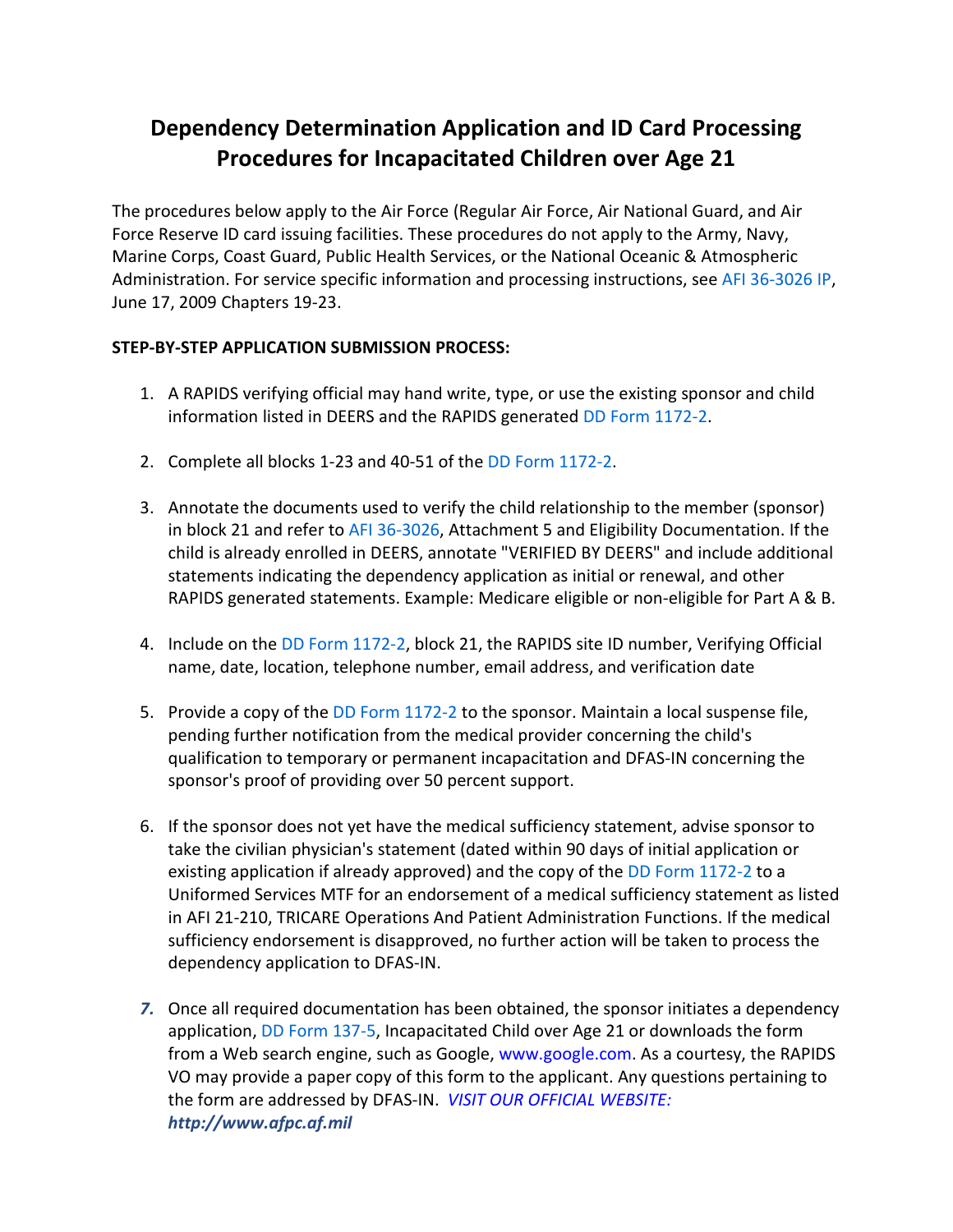# Dependency Determination Application and ID Card Processing Procedures for Incapacitated Children over Age 21

The procedures below apply to the Air Force (Regular Air Force, Air National Guard, and Air Force Reserve ID card issuing facilities. These procedures do not apply to the Army, Navy, Marine Corps, Coast Guard, Public Health Services, or the National Oceanic & Atmospheric Administration. For service specific information and processing instructions, see AFI 36-3026 IP, June 17, 2009 Chapters 19-23.

**STEP-BY-STEP APPLICATION SUBMISSION PROCESS:**

1. A RAPIDS verifying official may hand write, type, or use the existing sponsor and child information listed in DEERS and the RAPIDS generated DD Form 1172-2.

2. Complete all blocks 1-23 and 40-51 of the DD Form 1172-2.

3. Annotate the documents used to verify the child relationship to the member (sponsor) in block 21 and refer to AFI 36-3026, Attachment 5 and Eligibility Documentation. If the child is already enrolled in DEERS, annotate "VERIFIED BY DEERS" and include additional statements indicating the dependency application as initial or renewal, and other RAPIDS generated statements. Example: Medicare eligible or non-eligible for Part A & B.

4. Include on the DD Form 1172-2, block 21, the RAPIDS site ID number, Verifying Official name, date, location, telephone number, email address, and verification date

5. Provide a copy of the DD Form 1172-2 to the sponsor. Maintain a local suspense file, pending further notification from the medical provider concerning the child's qualification to temporary or permanent incapacitation and DFAS-IN concerning the sponsor's proof of providing over 50 percent support.

6. If the sponsor does not yet have the medical sufficiency statement, advise sponsor to take the civilian physician's statement (dated within 90 days of initial application or existing application if already approved) and the copy of the DD Form 1172-2 to a Uniformed Services MTF for an endorsement of a medical sufficiency statement as listed in AFI 21-210, TRICARE Operations And Patient Administration Functions. If the medical sufficiency endorsement is disapproved, no further action will be taken to process the dependency application to DFAS-IN.

7. Once all required documentation has been obtained, the sponsor initiates a dependency application, DD Form 137-5, Incapacitated Child over Age 21 or downloads the form from a Web search engine, such as Google, www.google.com. As a courtesy, the RAPIDS VO may provide a paper copy of this form to the applicant. Any questions pertaining to the form are addressed by DFAS-IN. *VISIT OUR OFFICIAL WEBSITE:* ***http://www.afpc.af.mil***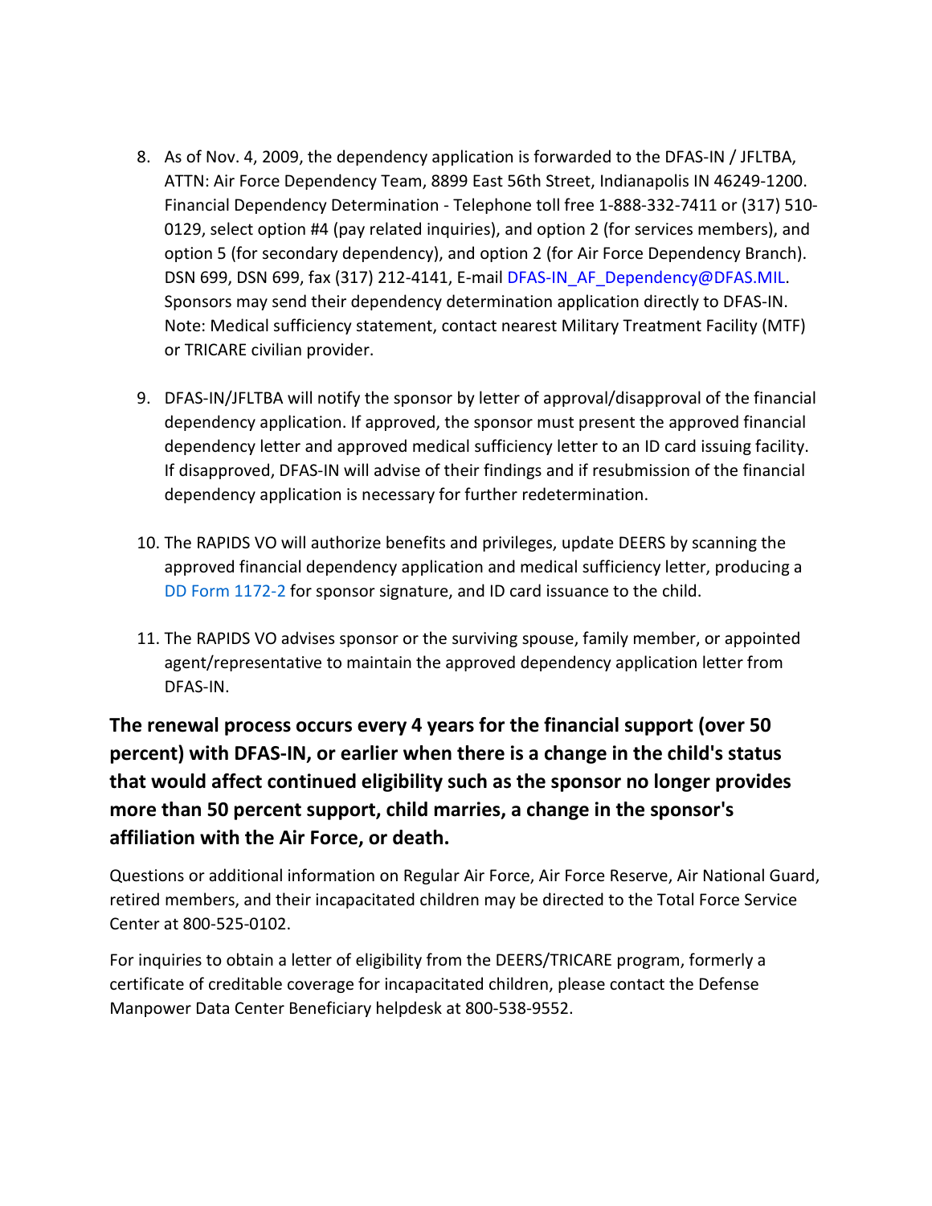8. As of Nov. 4, 2009, the dependency application is forwarded to the DFAS-IN / JFLTBA, ATTN: Air Force Dependency Team, 8899 East 56th Street, Indianapolis IN 46249-1200. Financial Dependency Determination - Telephone toll free 1-888-332-7411 or (317) 510-0129, select option #4 (pay related inquiries), and option 2 (for services members), and option 5 (for secondary dependency), and option 2 (for Air Force Dependency Branch). DSN 699, DSN 699, fax (317) 212-4141, E-mail DFAS-IN_AF_Dependency@DFAS.MIL. Sponsors may send their dependency determination application directly to DFAS-IN. Note: Medical sufficiency statement, contact nearest Military Treatment Facility (MTF) or TRICARE civilian provider.

9. DFAS-IN/JFLTBA will notify the sponsor by letter of approval/disapproval of the financial dependency application. If approved, the sponsor must present the approved financial dependency letter and approved medical sufficiency letter to an ID card issuing facility. If disapproved, DFAS-IN will advise of their findings and if resubmission of the financial dependency application is necessary for further redetermination.

10. The RAPIDS VO will authorize benefits and privileges, update DEERS by scanning the approved financial dependency application and medical sufficiency letter, producing a DD Form 1172-2 for sponsor signature, and ID card issuance to the child.

11. The RAPIDS VO advises sponsor or the surviving spouse, family member, or appointed agent/representative to maintain the approved dependency application letter from DFAS-IN.

**The renewal process occurs every 4 years for the financial support (over 50 percent) with DFAS-IN, or earlier when there is a change in the child's status that would affect continued eligibility such as the sponsor no longer provides more than 50 percent support, child marries, a change in the sponsor's affiliation with the Air Force, or death.**

Questions or additional information on Regular Air Force, Air Force Reserve, Air National Guard, retired members, and their incapacitated children may be directed to the Total Force Service Center at 800-525-0102.

For inquiries to obtain a letter of eligibility from the DEERS/TRICARE program, formerly a certificate of creditable coverage for incapacitated children, please contact the Defense Manpower Data Center Beneficiary helpdesk at 800-538-9552.